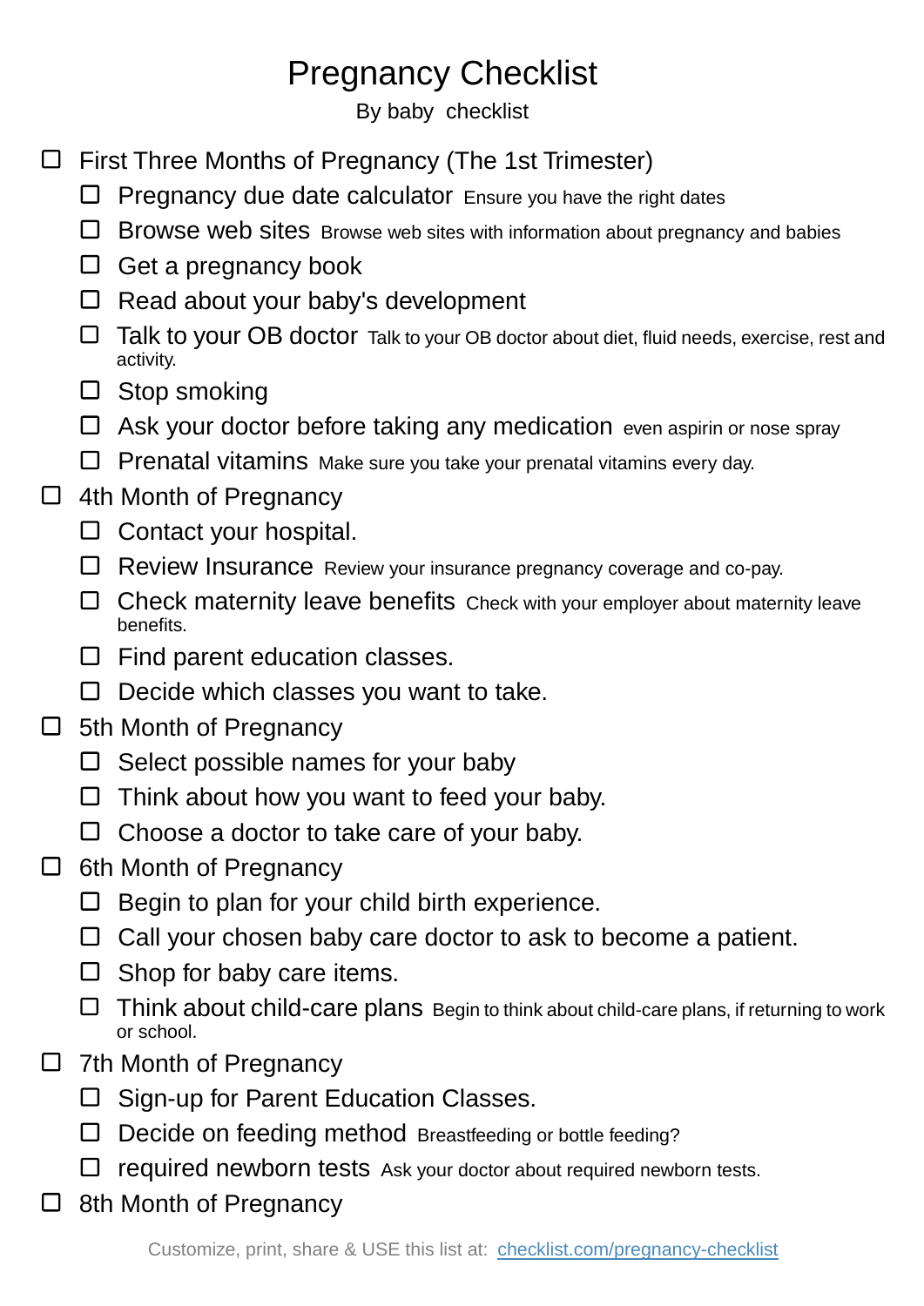# Pregnancy Checklist

By baby  checklist

- [ ] First Three Months of Pregnancy (The 1st Trimester)
  - [ ] Pregnancy due date calculator Ensure you have the right dates
  - [ ] Browse web sites Browse web sites with information about pregnancy and babies
  - [ ] Get a pregnancy book
  - [ ] Read about your baby's development
  - [ ] Talk to your OB doctor Talk to your OB doctor about diet, fluid needs, exercise, rest and activity.
  - [ ] Stop smoking
  - [ ] Ask your doctor before taking any medication even aspirin or nose spray
  - [ ] Prenatal vitamins Make sure you take your prenatal vitamins every day.
- [ ] 4th Month of Pregnancy
  - [ ] Contact your hospital.
  - [ ] Review Insurance Review your insurance pregnancy coverage and co-pay.
  - [ ] Check maternity leave benefits Check with your employer about maternity leave benefits.
  - [ ] Find parent education classes.
  - [ ] Decide which classes you want to take.
- [ ] 5th Month of Pregnancy
  - [ ] Select possible names for your baby
  - [ ] Think about how you want to feed your baby.
  - [ ] Choose a doctor to take care of your baby.
- [ ] 6th Month of Pregnancy
  - [ ] Begin to plan for your child birth experience.
  - [ ] Call your chosen baby care doctor to ask to become a patient.
  - [ ] Shop for baby care items.
  - [ ] Think about child-care plans Begin to think about child-care plans, if returning to work or school.
- [ ] 7th Month of Pregnancy
  - [ ] Sign-up for Parent Education Classes.
  - [ ] Decide on feeding method Breastfeeding or bottle feeding?
  - [ ] required newborn tests Ask your doctor about required newborn tests.
- [ ] 8th Month of Pregnancy

Customize, print, share & USE this list at: [checklist.com/pregnancy-checklist](checklist.com/pregnancy-checklist)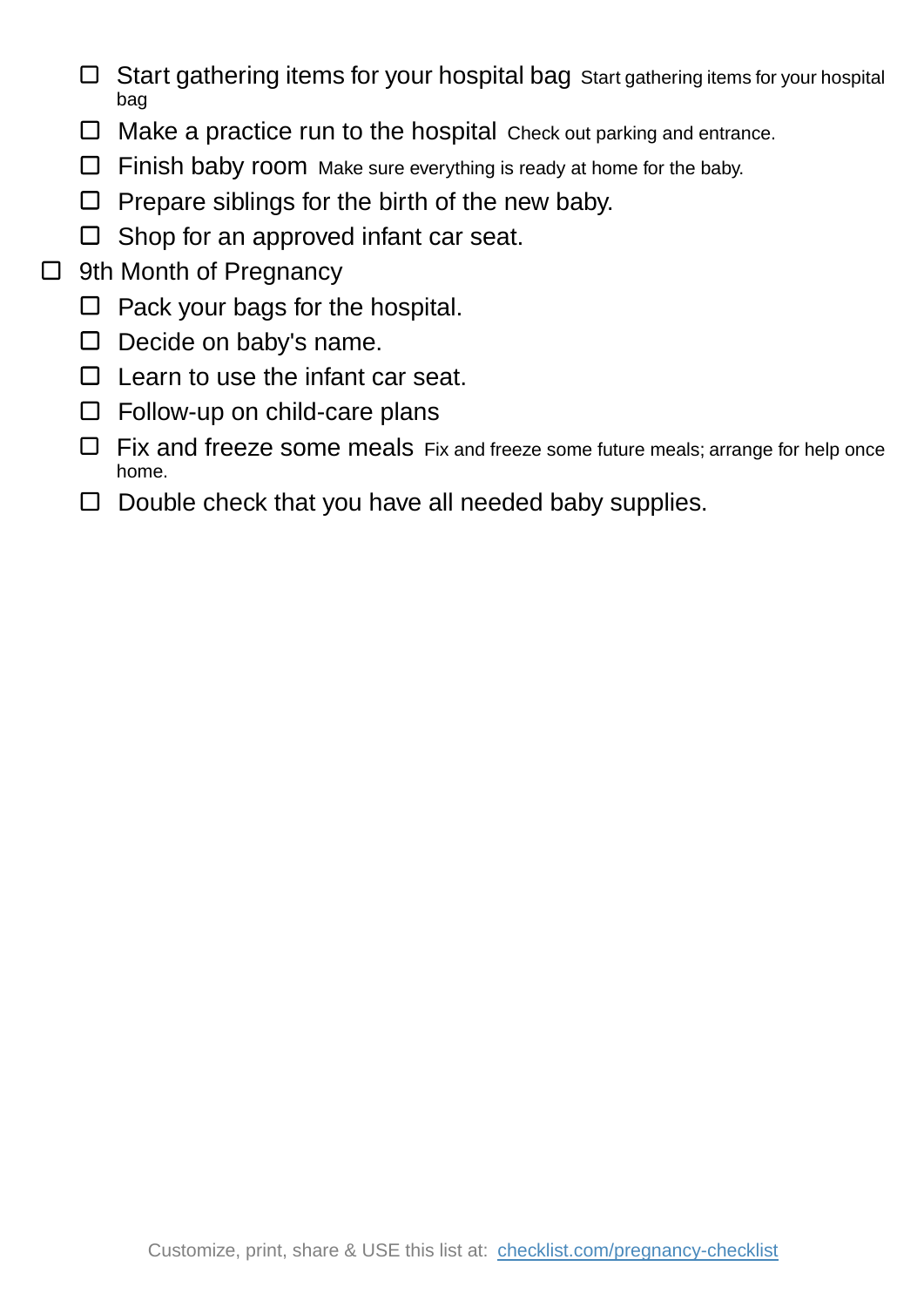- [ ] Start gathering items for your hospital bag Start gathering items for your hospital bag
- [ ] Make a practice run to the hospital Check out parking and entrance.
- [ ] Finish baby room Make sure everything is ready at home for the baby.
- [ ] Prepare siblings for the birth of the new baby.
- [ ] Shop for an approved infant car seat.

- [ ] 9th Month of Pregnancy
  - [ ] Pack your bags for the hospital.
  - [ ] Decide on baby's name.
  - [ ] Learn to use the infant car seat.
  - [ ] Follow-up on child-care plans
  - [ ] Fix and freeze some meals Fix and freeze some future meals; arrange for help once home.
  - [ ] Double check that you have all needed baby supplies.

Customize, print, share & USE this list at: [checklist.com/pregnancy-checklist](checklist.com/pregnancy-checklist)